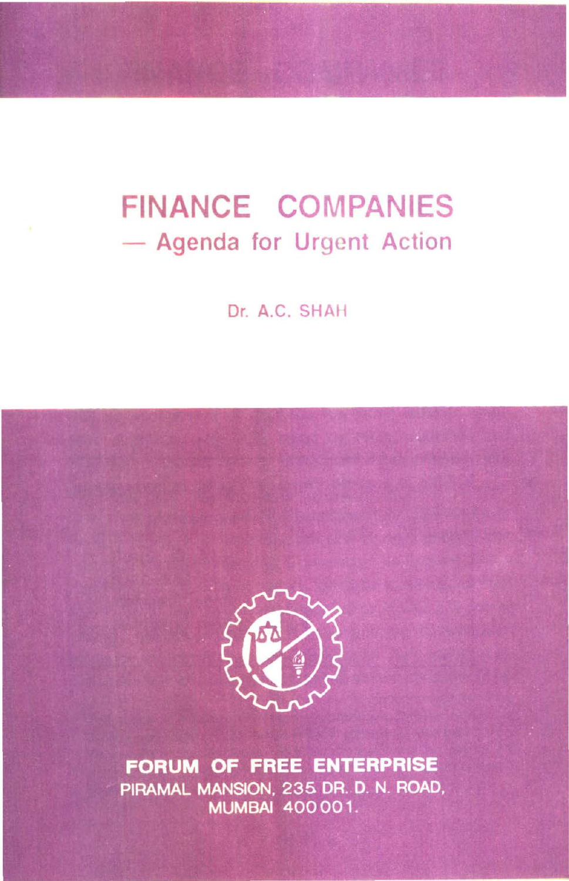# FINANCE COMPANIES
## — Agenda for Urgent Action

Dr. A.C. SHAH

**FORUM OF FREE ENTERPRISE**
PIRAMAL MANSION, 235 DR. D. N. ROAD,
MUMBAI 400 001.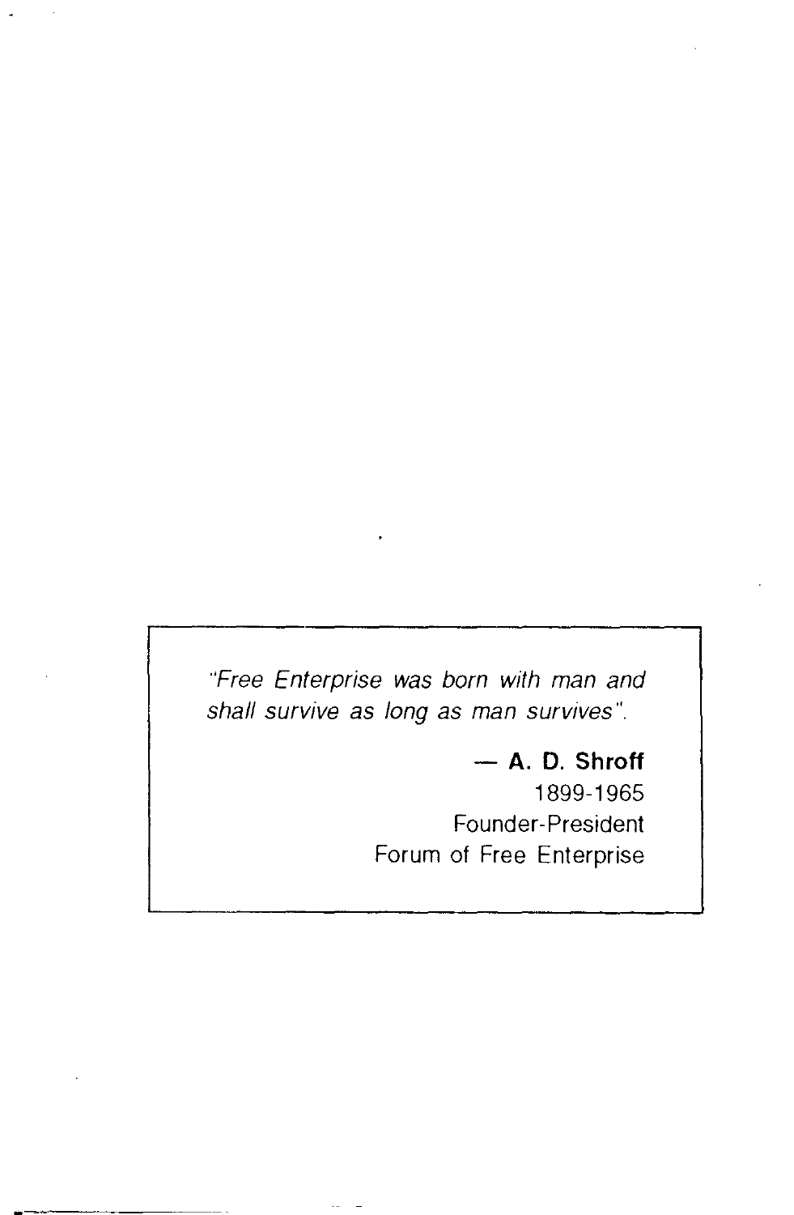*"Free Enterprise was born with man and shall survive as long as man survives".*

— **A. D. Shroff**
1899-1965
Founder-President
Forum of Free Enterprise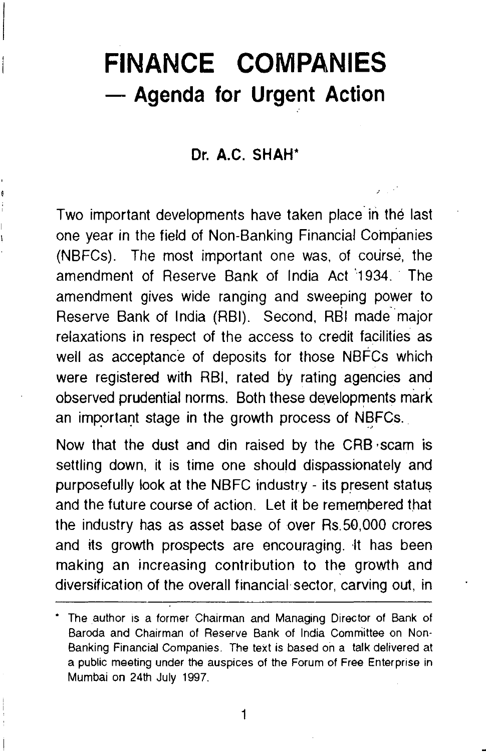# FINANCE COMPANIES
## — Agenda for Urgent Action

**Dr. A.C. SHAH***

Two important developments have taken place in the last one year in the field of Non-Banking Financial Companies (NBFCs). The most important one was, of course, the amendment of Reserve Bank of India Act 1934. The amendment gives wide ranging and sweeping power to Reserve Bank of India (RBI). Second, RBI made major relaxations in respect of the access to credit facilities as well as acceptance of deposits for those NBFCs which were registered with RBI, rated by rating agencies and observed prudential norms. Both these developments mark an important stage in the growth process of NBFCs.

Now that the dust and din raised by the CRB scam is settling down, it is time one should dispassionately and purposefully look at the NBFC industry - its present status and the future course of action. Let it be remembered that the industry has as asset base of over Rs.50,000 crores and its growth prospects are encouraging. It has been making an increasing contribution to the growth and diversification of the overall financial sector, carving out, in

---

* The author is a former Chairman and Managing Director of Bank of Baroda and Chairman of Reserve Bank of India Committee on Non-Banking Financial Companies. The text is based on a talk delivered at a public meeting under the auspices of the Forum of Free Enterprise in Mumbai on 24th July 1997.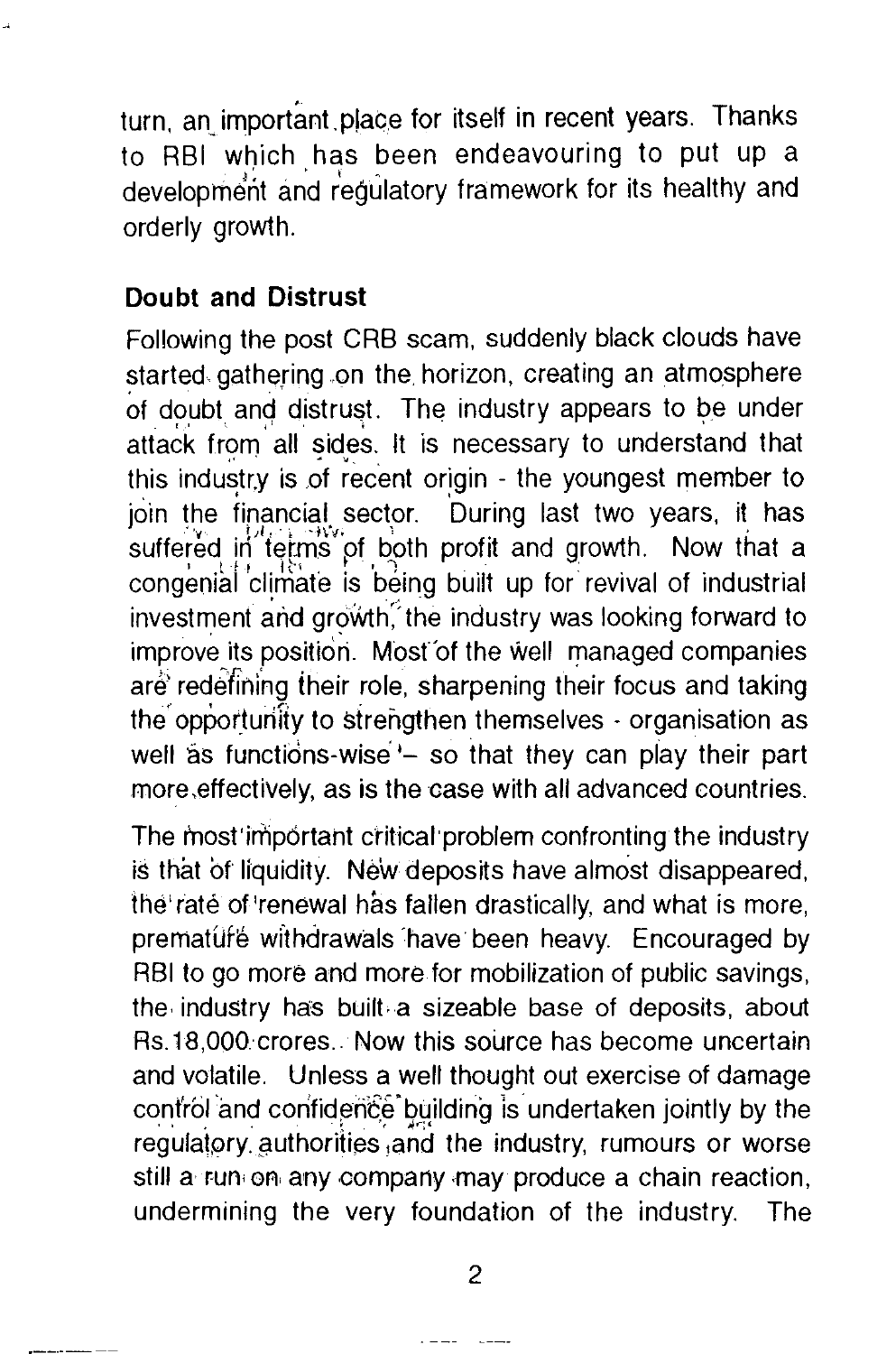turn, an important place for itself in recent years. Thanks to RBI which has been endeavouring to put up a development and regulatory framework for its healthy and orderly growth.

## Doubt and Distrust

Following the post CRB scam, suddenly black clouds have started gathering on the horizon, creating an atmosphere of doubt and distrust. The industry appears to be under attack from all sides. It is necessary to understand that this industry is of recent origin - the youngest member to join the financial sector. During last two years, it has suffered in terms of both profit and growth. Now that a congenial climate is being built up for revival of industrial investment and growth, the industry was looking forward to improve its position. Most of the well managed companies are redefining their role, sharpening their focus and taking the opportunity to strengthen themselves - organisation as well as functions-wise '– so that they can play their part more effectively, as is the case with all advanced countries.

The most important critical problem confronting the industry is that of liquidity. New deposits have almost disappeared, the rate of renewal has fallen drastically, and what is more, premature withdrawals have been heavy. Encouraged by RBI to go more and more for mobilization of public savings, the industry has built a sizeable base of deposits, about Rs.18,000 crores.. Now this source has become uncertain and volatile. Unless a well thought out exercise of damage control and confidence building is undertaken jointly by the regulatory authorities and the industry, rumours or worse still a run on any company may produce a chain reaction, undermining the very foundation of the industry. The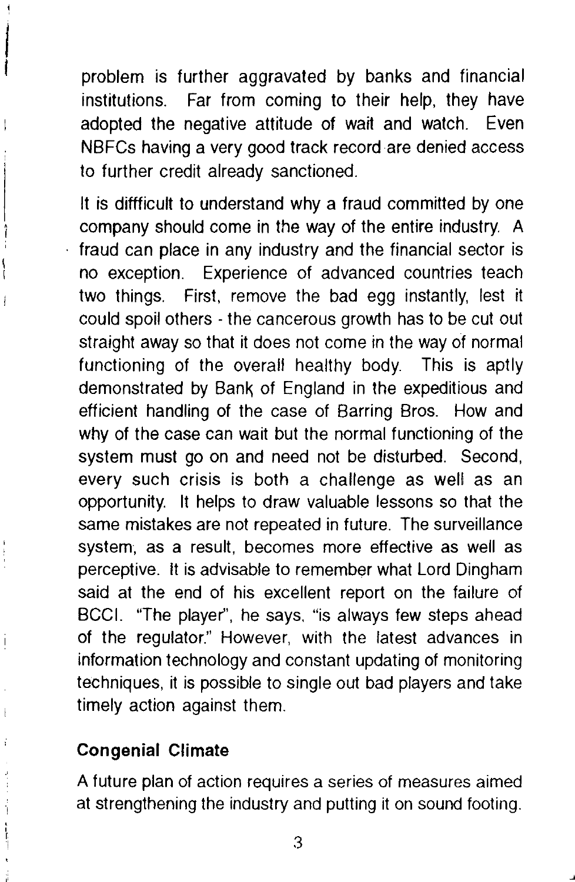problem is further aggravated by banks and financial institutions. Far from coming to their help, they have adopted the negative attitude of wait and watch. Even NBFCs having a very good track record are denied access to further credit already sanctioned.

It is diffficult to understand why a fraud committed by one company should come in the way of the entire industry. A fraud can place in any industry and the financial sector is no exception. Experience of advanced countries teach two things. First, remove the bad egg instantly, lest it could spoil others - the cancerous growth has to be cut out straight away so that it does not come in the way of normal functioning of the overall healthy body. This is aptly demonstrated by Bank of England in the expeditious and efficient handling of the case of Barring Bros. How and why of the case can wait but the normal functioning of the system must go on and need not be disturbed. Second, every such crisis is both a challenge as well as an opportunity. It helps to draw valuable lessons so that the same mistakes are not repeated in future. The surveillance system, as a result, becomes more effective as well as perceptive. It is advisable to remember what Lord Dingham said at the end of his excellent report on the failure of BCCI. "The player", he says, "is always few steps ahead of the regulator." However, with the latest advances in information technology and constant updating of monitoring techniques, it is possible to single out bad players and take timely action against them.

**Congenial Climate**

A future plan of action requires a series of measures aimed at strengthening the industry and putting it on sound footing.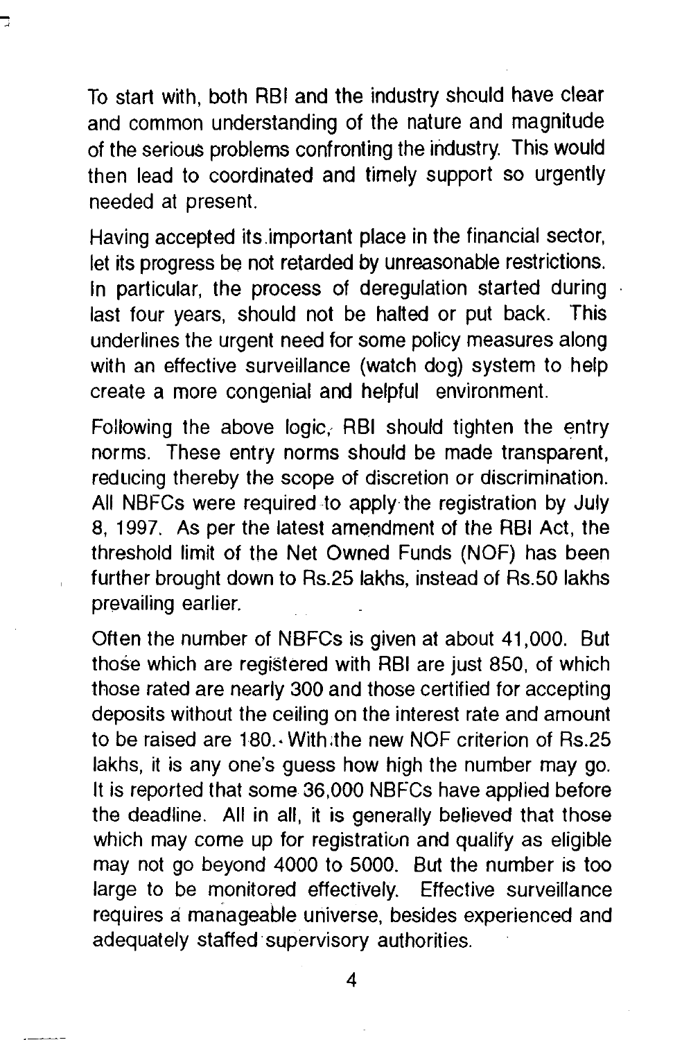To start with, both RBI and the industry should have clear and common understanding of the nature and magnitude of the serious problems confronting the industry. This would then lead to coordinated and timely support so urgently needed at present.

Having accepted its important place in the financial sector, let its progress be not retarded by unreasonable restrictions. In particular, the process of deregulation started during last four years, should not be halted or put back. This underlines the urgent need for some policy measures along with an effective surveillance (watch dog) system to help create a more congenial and helpful environment.

Following the above logic, RBI should tighten the entry norms. These entry norms should be made transparent, reducing thereby the scope of discretion or discrimination. All NBFCs were required to apply the registration by July 8, 1997. As per the latest amendment of the RBI Act, the threshold limit of the Net Owned Funds (NOF) has been further brought down to Rs.25 lakhs, instead of Rs.50 lakhs prevailing earlier.

Often the number of NBFCs is given at about 41,000. But those which are registered with RBI are just 850, of which those rated are nearly 300 and those certified for accepting deposits without the ceiling on the interest rate and amount to be raised are 180. With the new NOF criterion of Rs.25 lakhs, it is any one's guess how high the number may go. It is reported that some 36,000 NBFCs have applied before the deadline. All in all, it is generally believed that those which may come up for registration and qualify as eligible may not go beyond 4000 to 5000. But the number is too large to be monitored effectively. Effective surveillance requires a manageable universe, besides experienced and adequately staffed supervisory authorities.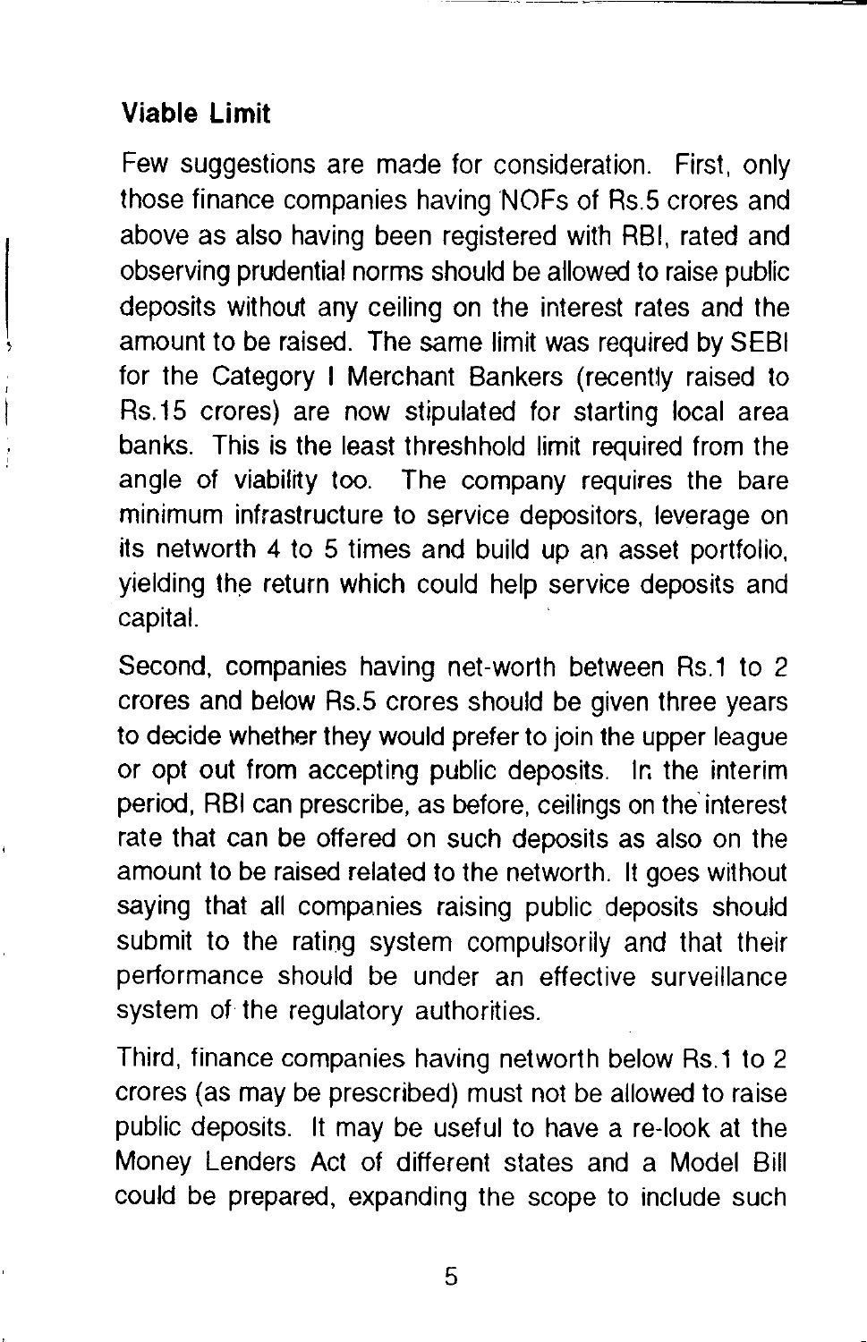### Viable Limit

Few suggestions are made for consideration. First, only those finance companies having NOFs of Rs.5 crores and above as also having been registered with RBI, rated and observing prudential norms should be allowed to raise public deposits without any ceiling on the interest rates and the amount to be raised. The same limit was required by SEBI for the Category I Merchant Bankers (recently raised to Rs.15 crores) are now stipulated for starting local area banks. This is the least threshhold limit required from the angle of viability too. The company requires the bare minimum infrastructure to service depositors, leverage on its networth 4 to 5 times and build up an asset portfolio, yielding the return which could help service deposits and capital.

Second, companies having net-worth between Rs.1 to 2 crores and below Rs.5 crores should be given three years to decide whether they would prefer to join the upper league or opt out from accepting public deposits. In the interim period, RBI can prescribe, as before, ceilings on the interest rate that can be offered on such deposits as also on the amount to be raised related to the networth. It goes without saying that all companies raising public deposits should submit to the rating system compulsorily and that their performance should be under an effective surveillance system of the regulatory authorities.

Third, finance companies having networth below Rs.1 to 2 crores (as may be prescribed) must not be allowed to raise public deposits. It may be useful to have a re-look at the Money Lenders Act of different states and a Model Bill could be prepared, expanding the scope to include such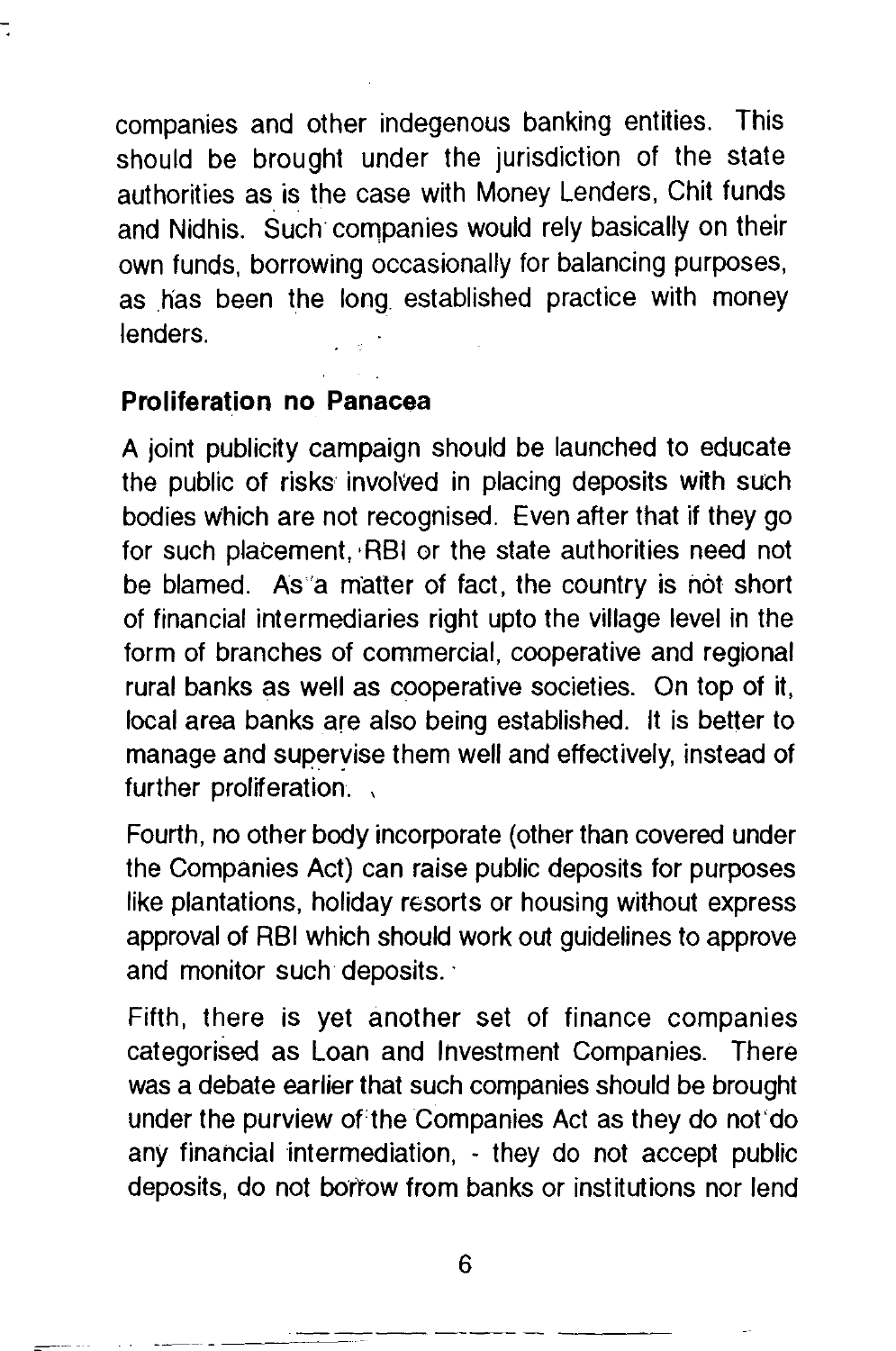companies and other indegenous banking entities. This should be brought under the jurisdiction of the state authorities as is the case with Money Lenders, Chit funds and Nidhis. Such companies would rely basically on their own funds, borrowing occasionally for balancing purposes, as has been the long established practice with money lenders.

**Proliferation no Panacea**

A joint publicity campaign should be launched to educate the public of risks involved in placing deposits with such bodies which are not recognised. Even after that if they go for such placement, RBI or the state authorities need not be blamed. As a matter of fact, the country is not short of financial intermediaries right upto the village level in the form of branches of commercial, cooperative and regional rural banks as well as cooperative societies. On top of it, local area banks are also being established. It is better to manage and supervise them well and effectively, instead of further proliferation.

Fourth, no other body incorporate (other than covered under the Companies Act) can raise public deposits for purposes like plantations, holiday resorts or housing without express approval of RBI which should work out guidelines to approve and monitor such deposits.

Fifth, there is yet another set of finance companies categorised as Loan and Investment Companies. There was a debate earlier that such companies should be brought under the purview of the Companies Act as they do not do any financial intermediation, - they do not accept public deposits, do not borrow from banks or institutions nor lend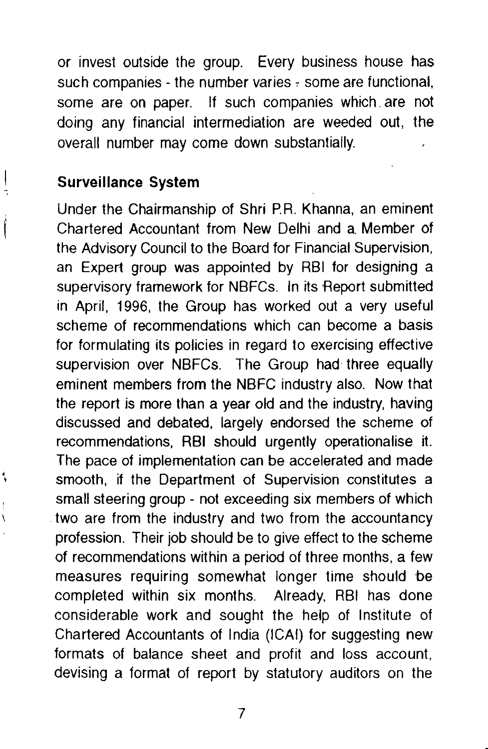or invest outside the group. Every business house has such companies - the number varies - some are functional, some are on paper. If such companies which are not doing any financial intermediation are weeded out, the overall number may come down substantially.

**Surveillance System**

Under the Chairmanship of Shri P.R. Khanna, an eminent Chartered Accountant from New Delhi and a Member of the Advisory Council to the Board for Financial Supervision, an Expert group was appointed by RBI for designing a supervisory framework for NBFCs. In its Report submitted in April, 1996, the Group has worked out a very useful scheme of recommendations which can become a basis for formulating its policies in regard to exercising effective supervision over NBFCs. The Group had three equally eminent members from the NBFC industry also. Now that the report is more than a year old and the industry, having discussed and debated, largely endorsed the scheme of recommendations, RBI should urgently operationalise it. The pace of implementation can be accelerated and made smooth, if the Department of Supervision constitutes a small steering group - not exceeding six members of which two are from the industry and two from the accountancy profession. Their job should be to give effect to the scheme of recommendations within a period of three months, a few measures requiring somewhat longer time should be completed within six months. Already, RBI has done considerable work and sought the help of Institute of Chartered Accountants of India (ICAI) for suggesting new formats of balance sheet and profit and loss account, devising a format of report by statutory auditors on the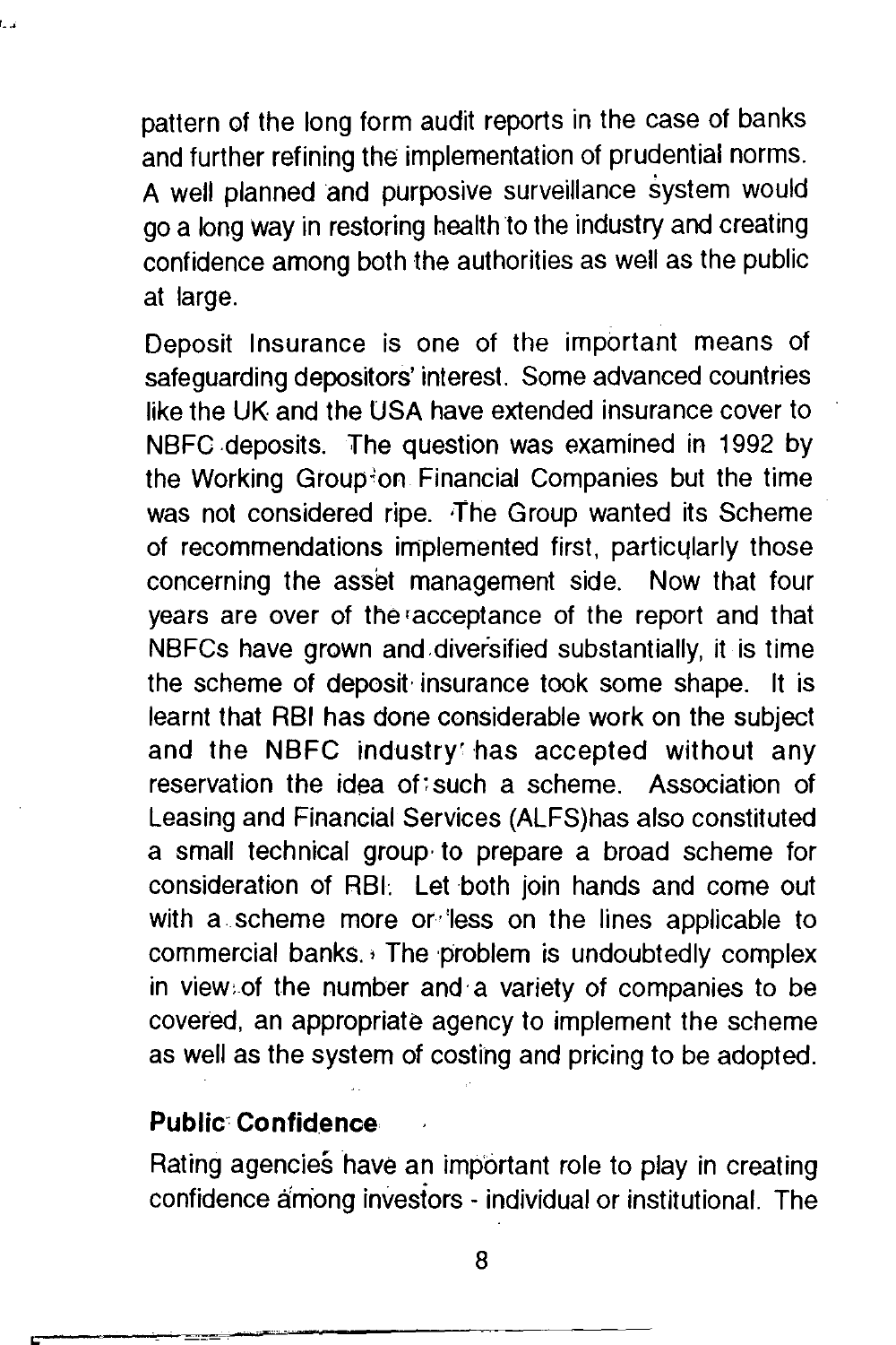pattern of the long form audit reports in the case of banks and further refining the implementation of prudential norms. A well planned and purposive surveillance system would go a long way in restoring health to the industry and creating confidence among both the authorities as well as the public at large.

Deposit Insurance is one of the important means of safeguarding depositors' interest. Some advanced countries like the UK and the USA have extended insurance cover to NBFC deposits. The question was examined in 1992 by the Working Group on Financial Companies but the time was not considered ripe. The Group wanted its Scheme of recommendations implemented first, particularly those concerning the asset management side. Now that four years are over of the acceptance of the report and that NBFCs have grown and diversified substantially, it is time the scheme of deposit insurance took some shape. It is learnt that RBI has done considerable work on the subject and the NBFC industry has accepted without any reservation the idea of such a scheme. Association of Leasing and Financial Services (ALFS)has also constituted a small technical group to prepare a broad scheme for consideration of RBI. Let both join hands and come out with a scheme more or less on the lines applicable to commercial banks. The problem is undoubtedly complex in view of the number and a variety of companies to be covered, an appropriate agency to implement the scheme as well as the system of costing and pricing to be adopted.

### Public Confidence

Rating agencies have an important role to play in creating confidence among investors - individual or institutional. The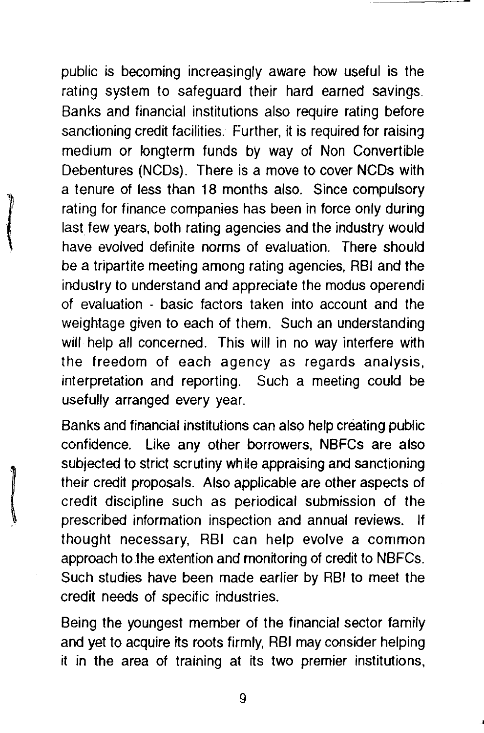public is becoming increasingly aware how useful is the rating system to safeguard their hard earned savings. Banks and financial institutions also require rating before sanctioning credit facilities. Further, it is required for raising medium or longterm funds by way of Non Convertible Debentures (NCDs). There is a move to cover NCDs with a tenure of less than 18 months also. Since compulsory rating for finance companies has been in force only during last few years, both rating agencies and the industry would have evolved definite norms of evaluation. There should be a tripartite meeting among rating agencies, RBI and the industry to understand and appreciate the modus operendi of evaluation - basic factors taken into account and the weightage given to each of them. Such an understanding will help all concerned. This will in no way interfere with the freedom of each agency as regards analysis, interpretation and reporting. Such a meeting could be usefully arranged every year.

Banks and financial institutions can also help creating public confidence. Like any other borrowers, NBFCs are also subjected to strict scrutiny while appraising and sanctioning their credit proposals. Also applicable are other aspects of credit discipline such as periodical submission of the prescribed information inspection and annual reviews. If thought necessary, RBI can help evolve a common approach to the extention and monitoring of credit to NBFCs. Such studies have been made earlier by RBI to meet the credit needs of specific industries.

Being the youngest member of the financial sector family and yet to acquire its roots firmly, RBI may consider helping it in the area of training at its two premier institutions,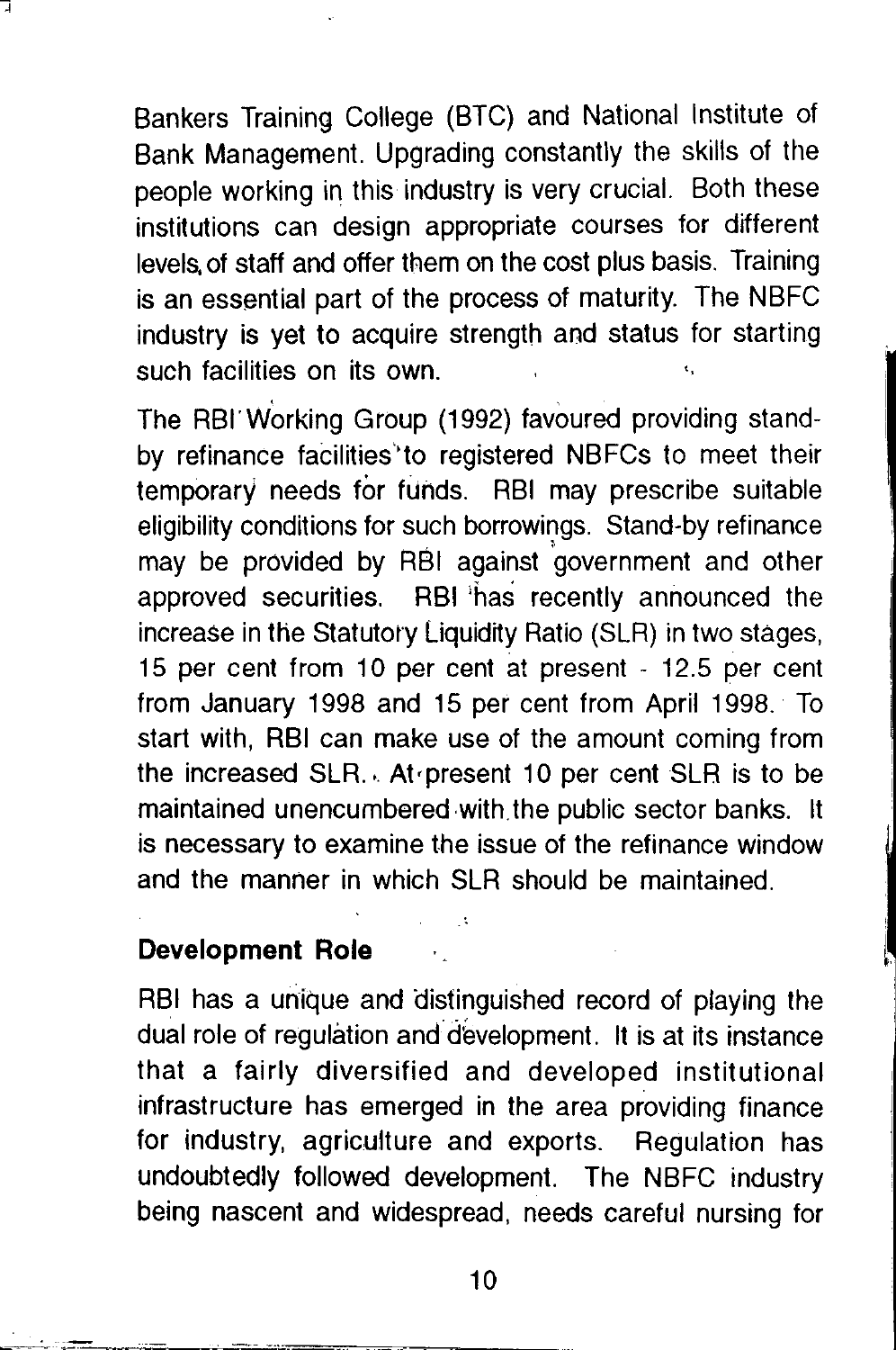Bankers Training College (BTC) and National Institute of Bank Management. Upgrading constantly the skills of the people working in this industry is very crucial. Both these institutions can design appropriate courses for different levels of staff and offer them on the cost plus basis. Training is an essential part of the process of maturity. The NBFC industry is yet to acquire strength and status for starting such facilities on its own.

The RBI Working Group (1992) favoured providing stand-by refinance facilities to registered NBFCs to meet their temporary needs for funds. RBI may prescribe suitable eligibility conditions for such borrowings. Stand-by refinance may be provided by RBI against government and other approved securities. RBI has recently announced the increase in the Statutory Liquidity Ratio (SLR) in two stages, 15 per cent from 10 per cent at present - 12.5 per cent from January 1998 and 15 per cent from April 1998. To start with, RBI can make use of the amount coming from the increased SLR. At present 10 per cent SLR is to be maintained unencumbered with the public sector banks. It is necessary to examine the issue of the refinance window and the manner in which SLR should be maintained.

## Development Role

RBI has a unique and distinguished record of playing the dual role of regulation and development. It is at its instance that a fairly diversified and developed institutional infrastructure has emerged in the area providing finance for industry, agriculture and exports. Regulation has undoubtedly followed development. The NBFC industry being nascent and widespread, needs careful nursing for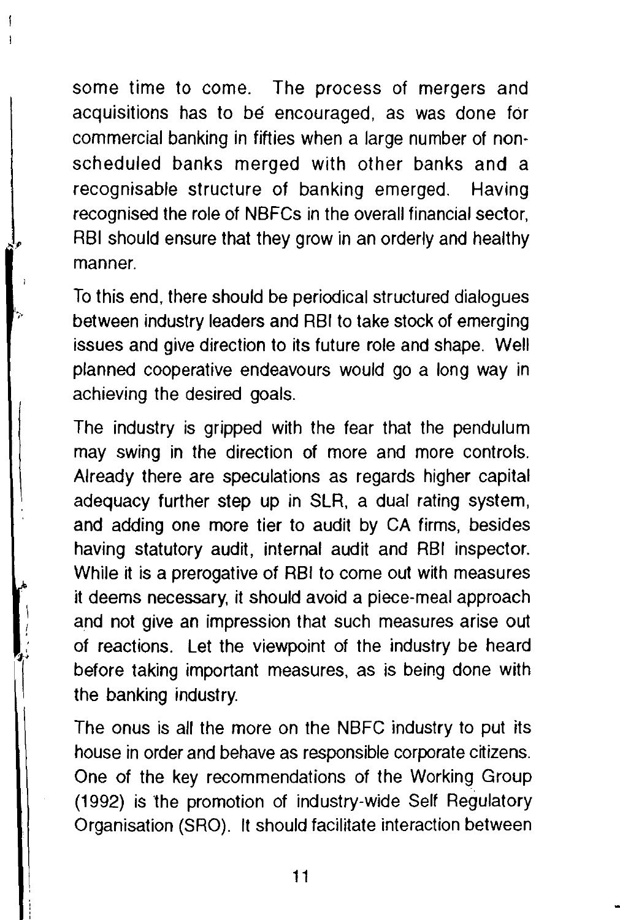some time to come. The process of mergers and acquisitions has to be encouraged, as was done for commercial banking in fifties when a large number of non-scheduled banks merged with other banks and a recognisable structure of banking emerged. Having recognised the role of NBFCs in the overall financial sector, RBI should ensure that they grow in an orderly and healthy manner.

To this end, there should be periodical structured dialogues between industry leaders and RBI to take stock of emerging issues and give direction to its future role and shape. Well planned cooperative endeavours would go a long way in achieving the desired goals.

The industry is gripped with the fear that the pendulum may swing in the direction of more and more controls. Already there are speculations as regards higher capital adequacy further step up in SLR, a dual rating system, and adding one more tier to audit by CA firms, besides having statutory audit, internal audit and RBI inspector. While it is a prerogative of RBI to come out with measures it deems necessary, it should avoid a piece-meal approach and not give an impression that such measures arise out of reactions. Let the viewpoint of the industry be heard before taking important measures, as is being done with the banking industry.

The onus is all the more on the NBFC industry to put its house in order and behave as responsible corporate citizens. One of the key recommendations of the Working Group (1992) is the promotion of industry-wide Self Regulatory Organisation (SRO). It should facilitate interaction between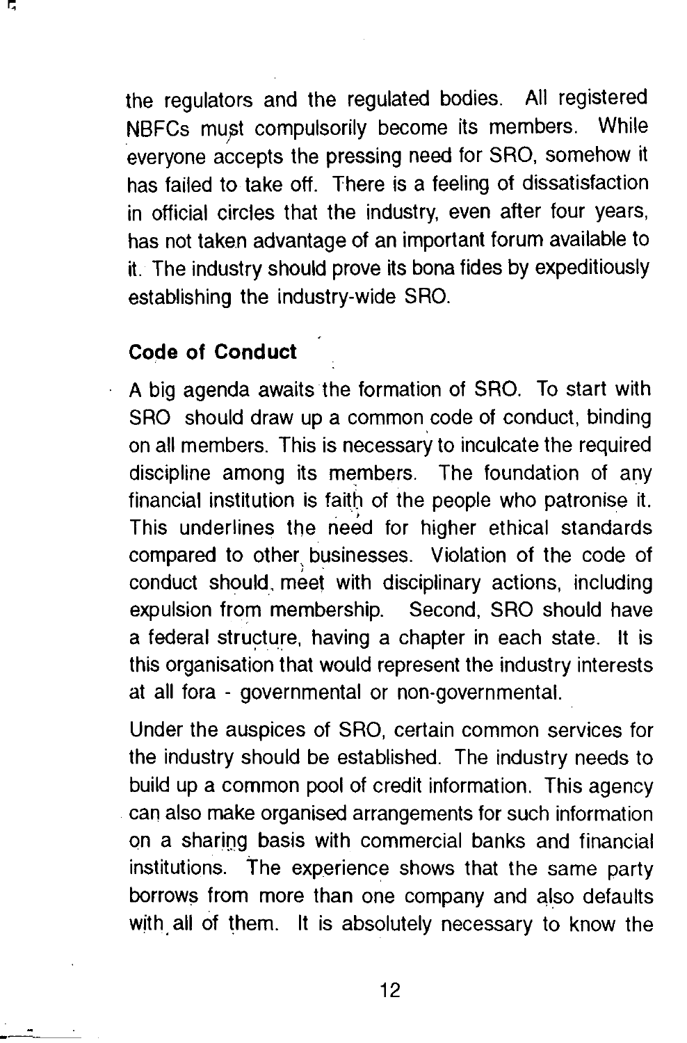the regulators and the regulated bodies. All registered NBFCs must compulsorily become its members. While everyone accepts the pressing need for SRO, somehow it has failed to take off. There is a feeling of dissatisfaction in official circles that the industry, even after four years, has not taken advantage of an important forum available to it. The industry should prove its bona fides by expeditiously establishing the industry-wide SRO.

**Code of Conduct**

A big agenda awaits the formation of SRO. To start with SRO should draw up a common code of conduct, binding on all members. This is necessary to inculcate the required discipline among its members. The foundation of any financial institution is faith of the people who patronise it. This underlines the need for higher ethical standards compared to other businesses. Violation of the code of conduct should meet with disciplinary actions, including expulsion from membership. Second, SRO should have a federal structure, having a chapter in each state. It is this organisation that would represent the industry interests at all fora - governmental or non-governmental.

Under the auspices of SRO, certain common services for the industry should be established. The industry needs to build up a common pool of credit information. This agency can also make organised arrangements for such information on a sharing basis with commercial banks and financial institutions. The experience shows that the same party borrows from more than one company and also defaults with all of them. It is absolutely necessary to know the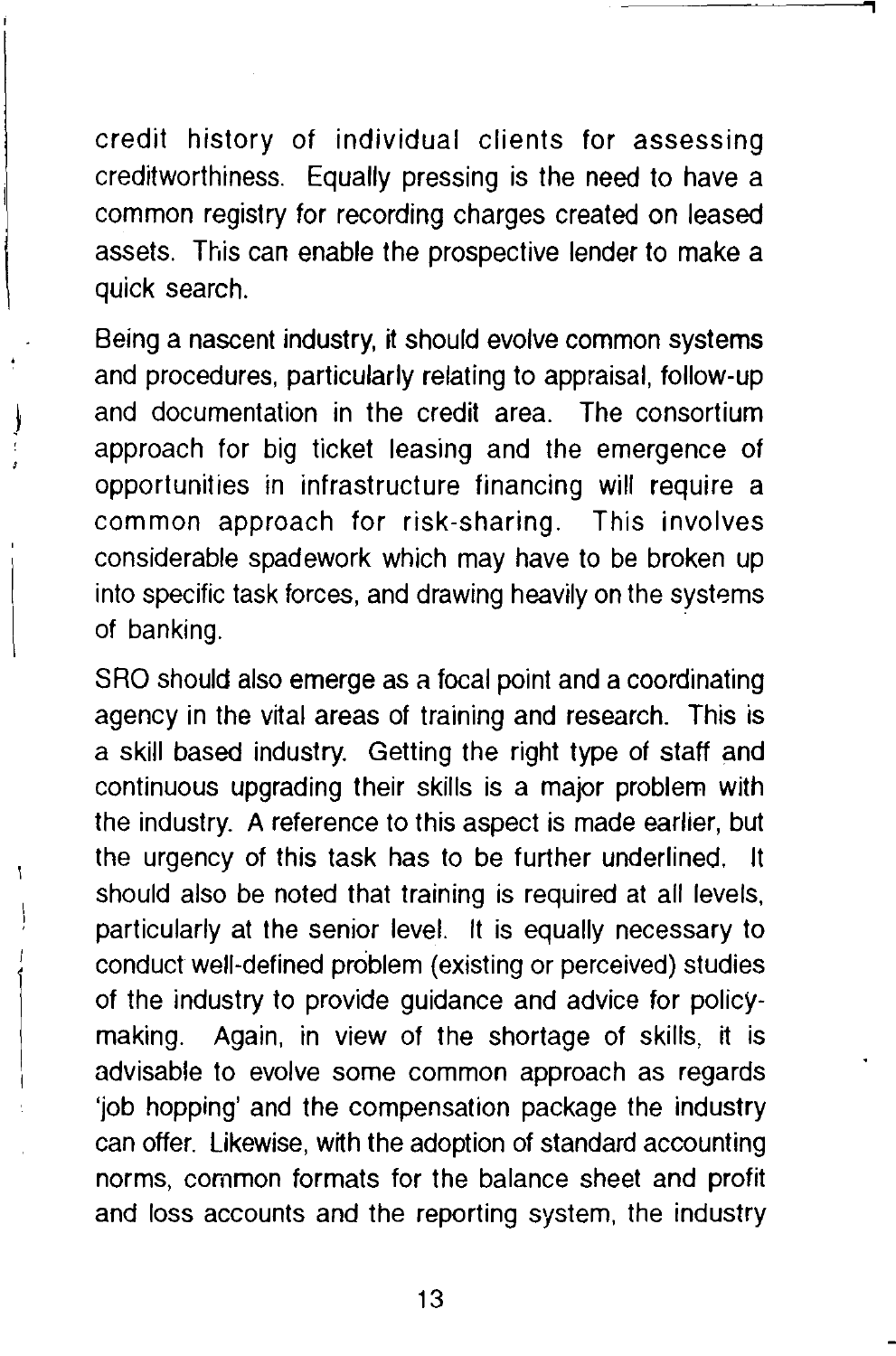credit history of individual clients for assessing creditworthiness. Equally pressing is the need to have a common registry for recording charges created on leased assets. This can enable the prospective lender to make a quick search.

Being a nascent industry, it should evolve common systems and procedures, particularly relating to appraisal, follow-up and documentation in the credit area. The consortium approach for big ticket leasing and the emergence of opportunities in infrastructure financing will require a common approach for risk-sharing. This involves considerable spadework which may have to be broken up into specific task forces, and drawing heavily on the systems of banking.

SRO should also emerge as a focal point and a coordinating agency in the vital areas of training and research. This is a skill based industry. Getting the right type of staff and continuous upgrading their skills is a major problem with the industry. A reference to this aspect is made earlier, but the urgency of this task has to be further underlined. It should also be noted that training is required at all levels, particularly at the senior level. It is equally necessary to conduct well-defined problem (existing or perceived) studies of the industry to provide guidance and advice for policy-making. Again, in view of the shortage of skills, it is advisable to evolve some common approach as regards 'job hopping' and the compensation package the industry can offer. Likewise, with the adoption of standard accounting norms, common formats for the balance sheet and profit and loss accounts and the reporting system, the industry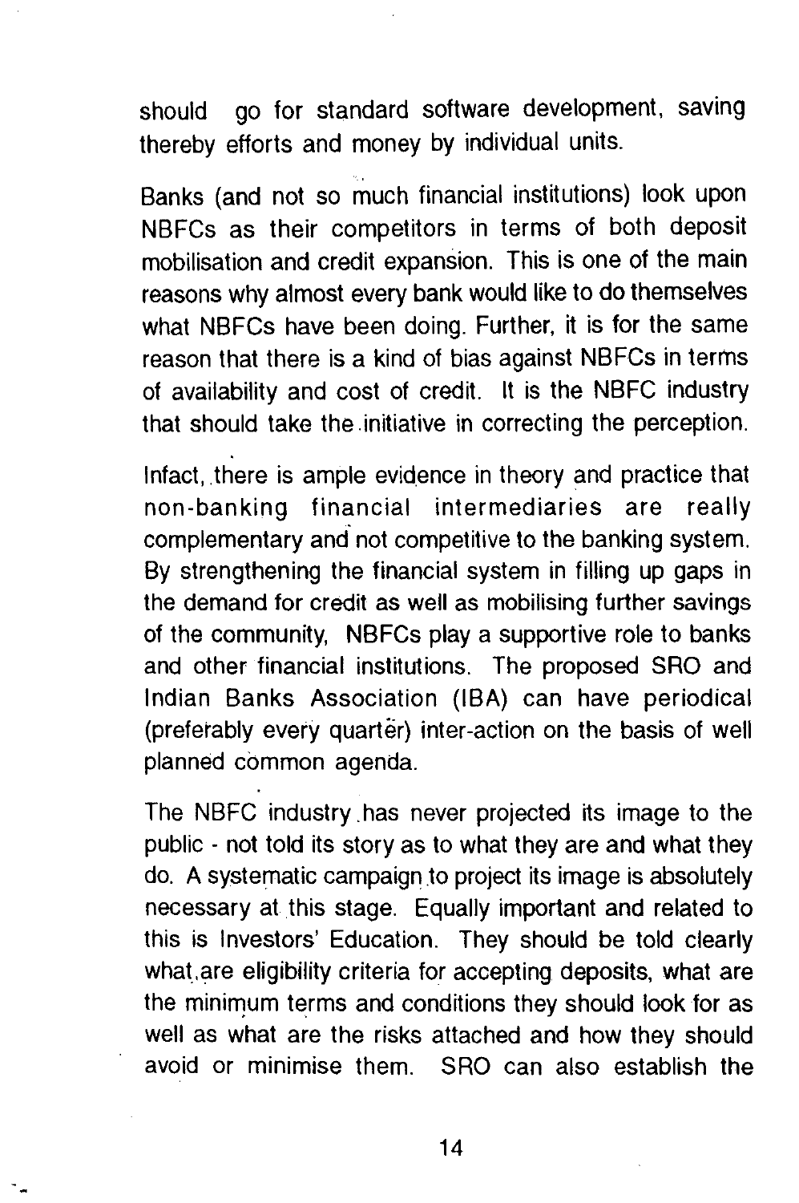should go for standard software development, saving thereby efforts and money by individual units.

Banks (and not so much financial institutions) look upon NBFCs as their competitors in terms of both deposit mobilisation and credit expansion. This is one of the main reasons why almost every bank would like to do themselves what NBFCs have been doing. Further, it is for the same reason that there is a kind of bias against NBFCs in terms of availability and cost of credit. It is the NBFC industry that should take the initiative in correcting the perception.

Infact, there is ample evidence in theory and practice that non-banking financial intermediaries are really complementary and not competitive to the banking system. By strengthening the financial system in filling up gaps in the demand for credit as well as mobilising further savings of the community, NBFCs play a supportive role to banks and other financial institutions. The proposed SRO and Indian Banks Association (IBA) can have periodical (preferably every quarter) inter-action on the basis of well planned common agenda.

The NBFC industry has never projected its image to the public - not told its story as to what they are and what they do. A systematic campaign to project its image is absolutely necessary at this stage. Equally important and related to this is Investors' Education. They should be told clearly what are eligibility criteria for accepting deposits, what are the minimum terms and conditions they should look for as well as what are the risks attached and how they should avoid or minimise them. SRO can also establish the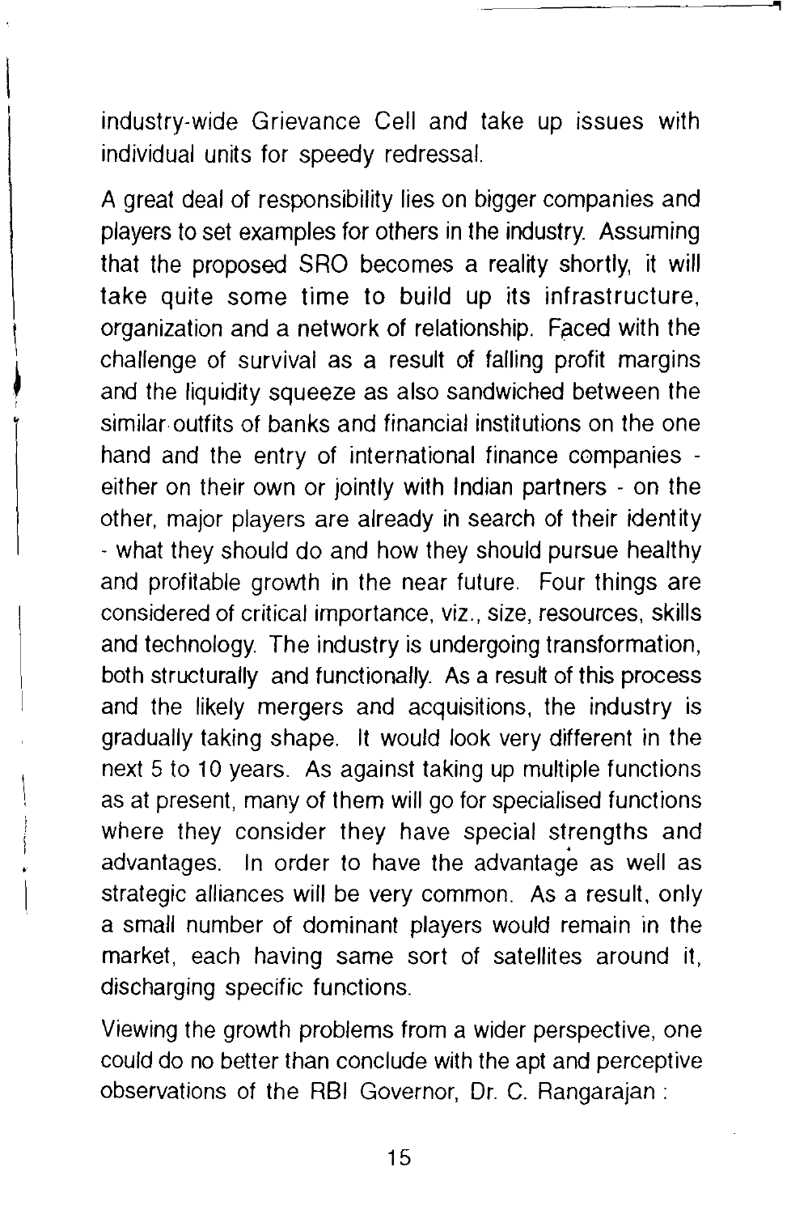industry-wide Grievance Cell and take up issues with individual units for speedy redressal.

A great deal of responsibility lies on bigger companies and players to set examples for others in the industry. Assuming that the proposed SRO becomes a reality shortly, it will take quite some time to build up its infrastructure, organization and a network of relationship. Faced with the challenge of survival as a result of falling profit margins and the liquidity squeeze as also sandwiched between the similar outfits of banks and financial institutions on the one hand and the entry of international finance companies - either on their own or jointly with Indian partners - on the other, major players are already in search of their identity - what they should do and how they should pursue healthy and profitable growth in the near future. Four things are considered of critical importance, viz., size, resources, skills and technology. The industry is undergoing transformation, both structurally and functionally. As a result of this process and the likely mergers and acquisitions, the industry is gradually taking shape. It would look very different in the next 5 to 10 years. As against taking up multiple functions as at present, many of them will go for specialised functions where they consider they have special strengths and advantages. In order to have the advantage as well as strategic alliances will be very common. As a result, only a small number of dominant players would remain in the market, each having same sort of satellites around it, discharging specific functions.

Viewing the growth problems from a wider perspective, one could do no better than conclude with the apt and perceptive observations of the RBI Governor, Dr. C. Rangarajan :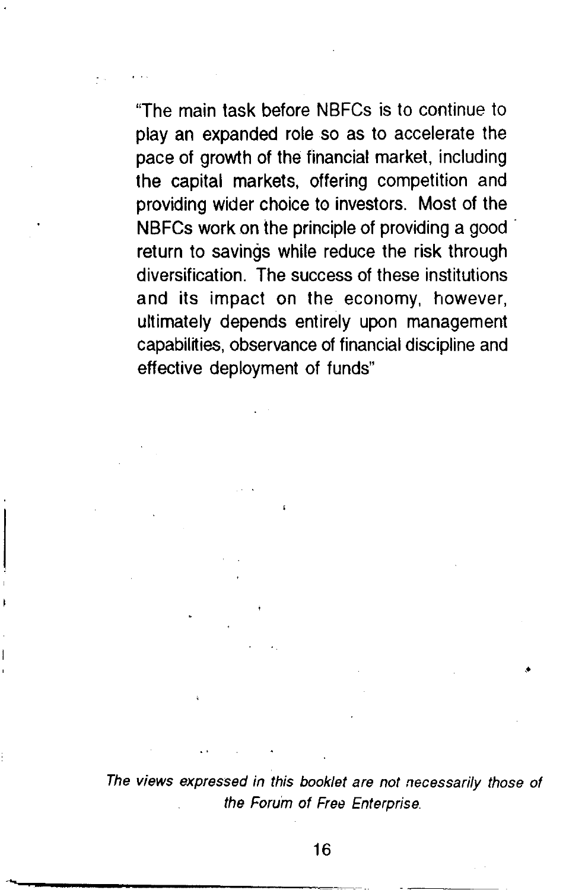"The main task before NBFCs is to continue to play an expanded role so as to accelerate the pace of growth of the financial market, including the capital markets, offering competition and providing wider choice to investors. Most of the NBFCs work on the principle of providing a good return to savings while reduce the risk through diversification. The success of these institutions and its impact on the economy, however, ultimately depends entirely upon management capabilities, observance of financial discipline and effective deployment of funds"

*The views expressed in this booklet are not necessarily those of the Forum of Free Enterprise.*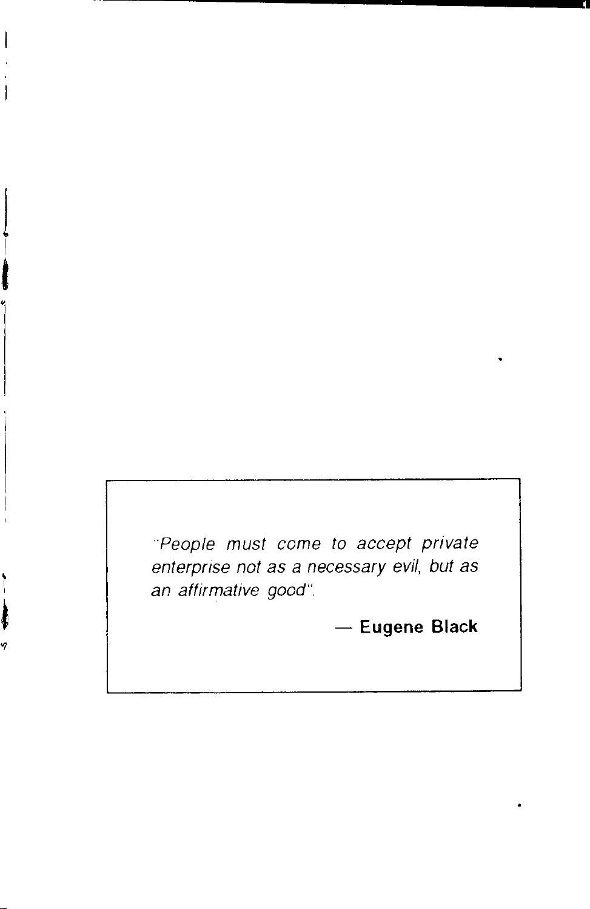*"People must come to accept private enterprise not as a necessary evil, but as an affirmative good".*

— **Eugene Black**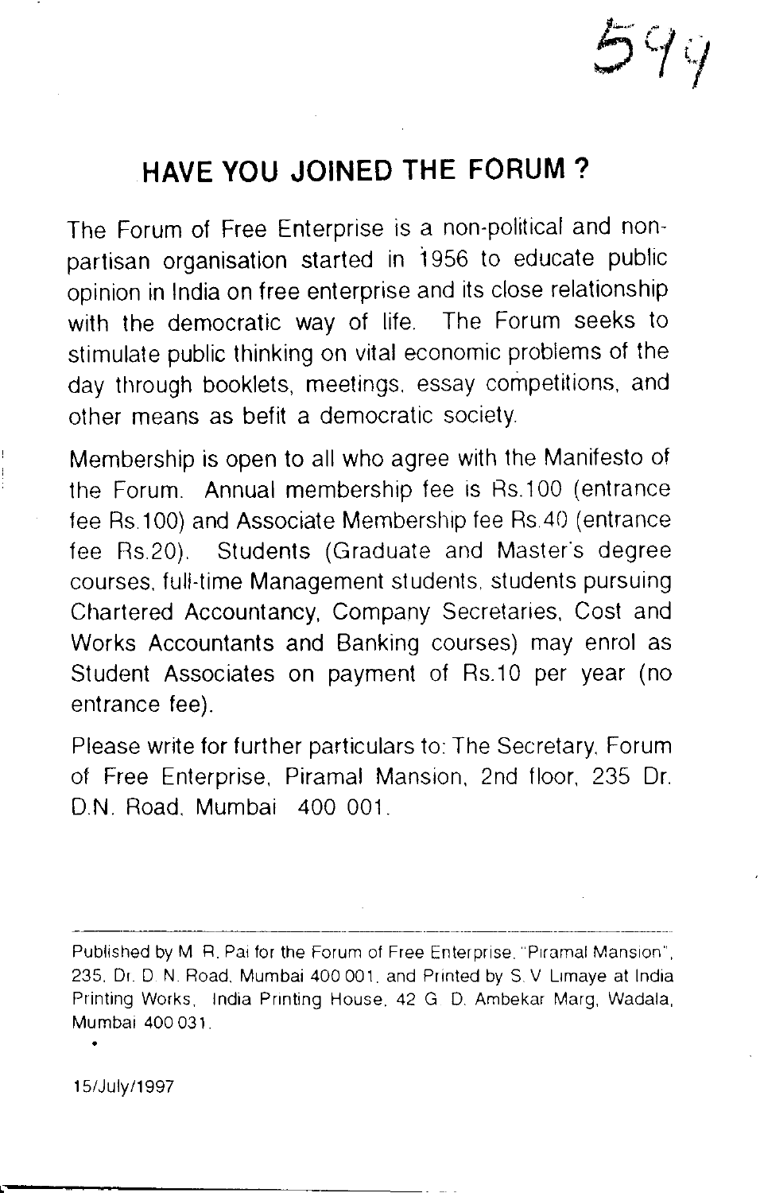## HAVE YOU JOINED THE FORUM ?

The Forum of Free Enterprise is a non-political and non-partisan organisation started in 1956 to educate public opinion in India on free enterprise and its close relationship with the democratic way of life. The Forum seeks to stimulate public thinking on vital economic problems of the day through booklets, meetings, essay competitions, and other means as befit a democratic society.

Membership is open to all who agree with the Manifesto of the Forum. Annual membership fee is Rs.100 (entrance fee Rs.100) and Associate Membership fee Rs.40 (entrance fee Rs.20). Students (Graduate and Master's degree courses, full-time Management students, students pursuing Chartered Accountancy, Company Secretaries, Cost and Works Accountants and Banking courses) may enrol as Student Associates on payment of Rs.10 per year (no entrance fee).

Please write for further particulars to: The Secretary, Forum of Free Enterprise, Piramal Mansion, 2nd floor, 235 Dr. D.N. Road, Mumbai 400 001.

---

Published by M. R. Pai for the Forum of Free Enterprise, "Piramal Mansion", 235, Dr. D. N. Road, Mumbai 400 001, and Printed by S. V. Limaye at India Printing Works, India Printing House, 42 G. D. Ambekar Marg, Wadala, Mumbai 400 031.

15/July/1997